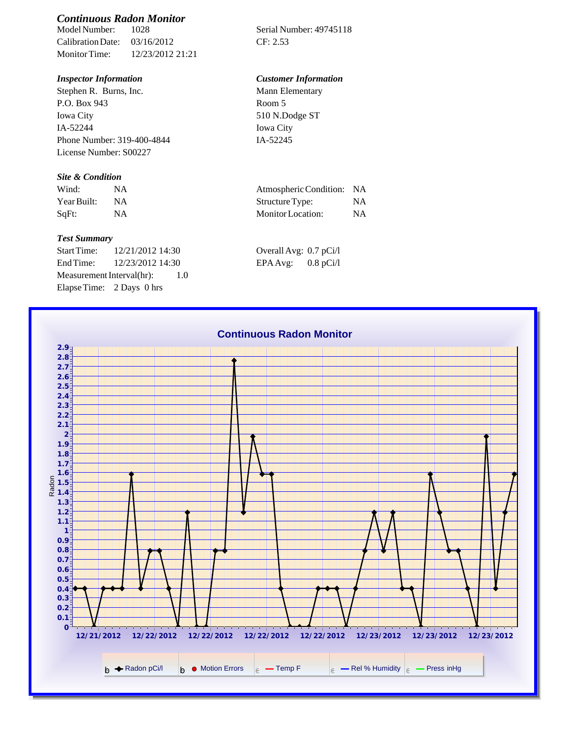## *Continuous Radon Monitor*

Model Number: 1028
Calibration Date: 03/16/2012
Monitor Time: 12/23/2012 21:21

Serial Number: 49745118
CF: 2.53

### *Inspector Information*

Stephen R. Burns, Inc.
P.O. Box 943
Iowa City
IA-52244
Phone Number: 319-400-4844
License Number: S00227

### *Customer Information*

Mann Elementary
Room 5
510 N.Dodge ST
Iowa City
IA-52245

### *Site & Condition*

| | | | |
|---|---|---|---|
| Wind: | NA | Atmospheric Condition: | NA |
| Year Built: | NA | Structure Type: | NA |
| SqFt: | NA | Monitor Location: | NA |

### *Test Summary*

Start Time: 12/21/2012 14:30
End Time: 12/23/2012 14:30
Measurement Interval(hr): 1.0
Elapse Time: 2 Days 0 hrs

Overall Avg: 0.7 pCi/l
EPA Avg: 0.8 pCi/l

**Continuous Radon Monitor**

Radon

2.9 2.8 2.7 2.6 2.5 2.4 2.3 2.2 2.1 2 1.9 1.8 1.7 1.6 1.5 1.4 1.3 1.2 1.1 1 0.9 0.8 0.7 0.6 0.5 0.4 0.3 0.2 0.1 0

12/21/2012 12/22/2012 12/22/2012 12/22/2012 12/22/2012 12/23/2012 12/23/2012 12/23/2012

Radon pCi/l | Motion Errors | Temp F | Rel % Humidity | Press inHg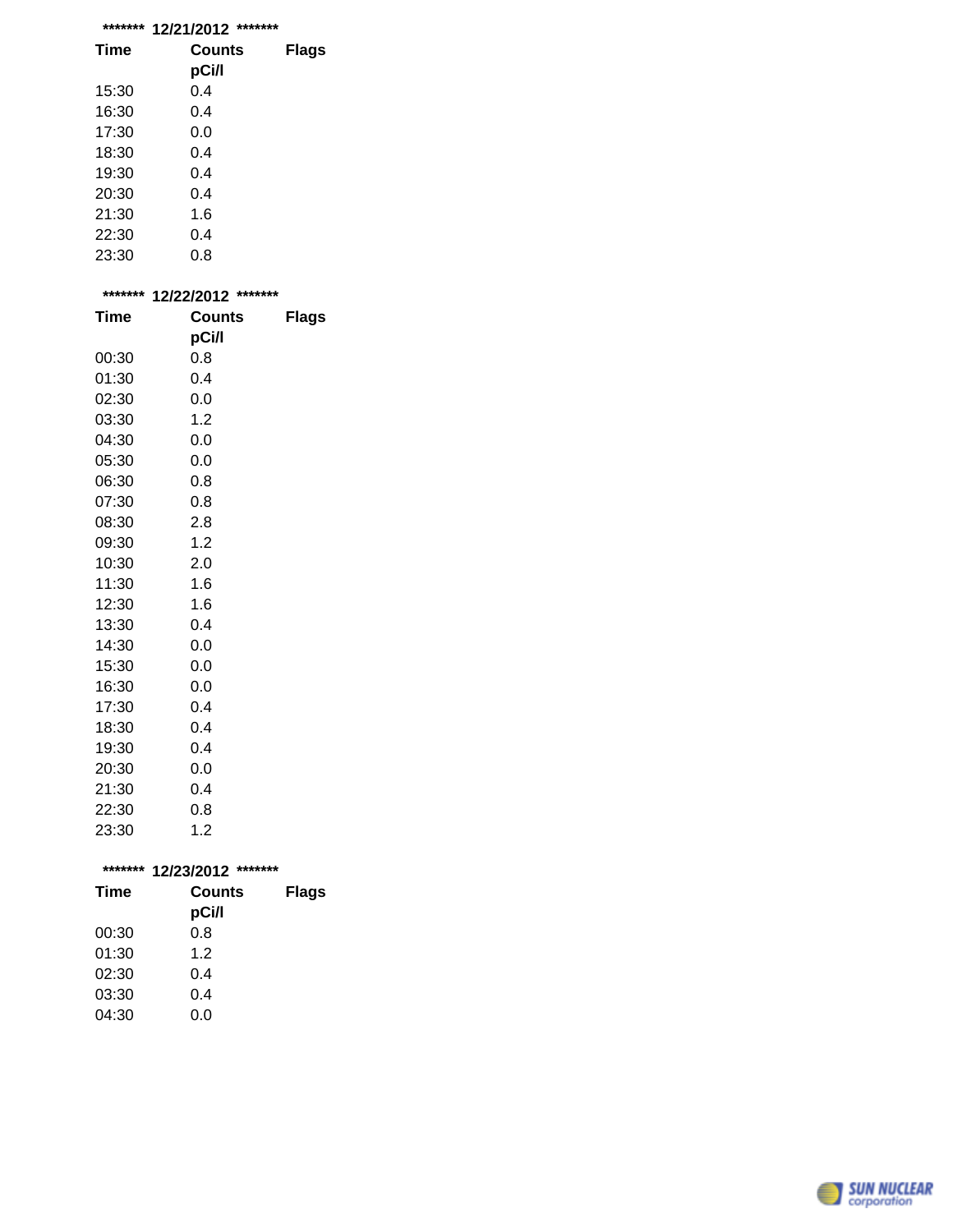******* 12/21/2012 *******

| Time | Counts pCi/l | Flags |
|---|---|---|
| 15:30 | 0.4 | |
| 16:30 | 0.4 | |
| 17:30 | 0.0 | |
| 18:30 | 0.4 | |
| 19:30 | 0.4 | |
| 20:30 | 0.4 | |
| 21:30 | 1.6 | |
| 22:30 | 0.4 | |
| 23:30 | 0.8 | |

******* 12/22/2012 *******

| Time | Counts pCi/l | Flags |
|---|---|---|
| 00:30 | 0.8 | |
| 01:30 | 0.4 | |
| 02:30 | 0.0 | |
| 03:30 | 1.2 | |
| 04:30 | 0.0 | |
| 05:30 | 0.0 | |
| 06:30 | 0.8 | |
| 07:30 | 0.8 | |
| 08:30 | 2.8 | |
| 09:30 | 1.2 | |
| 10:30 | 2.0 | |
| 11:30 | 1.6 | |
| 12:30 | 1.6 | |
| 13:30 | 0.4 | |
| 14:30 | 0.0 | |
| 15:30 | 0.0 | |
| 16:30 | 0.0 | |
| 17:30 | 0.4 | |
| 18:30 | 0.4 | |
| 19:30 | 0.4 | |
| 20:30 | 0.0 | |
| 21:30 | 0.4 | |
| 22:30 | 0.8 | |
| 23:30 | 1.2 | |

******* 12/23/2012 *******

| Time | Counts pCi/l | Flags |
|---|---|---|
| 00:30 | 0.8 | |
| 01:30 | 1.2 | |
| 02:30 | 0.4 | |
| 03:30 | 0.4 | |
| 04:30 | 0.0 | |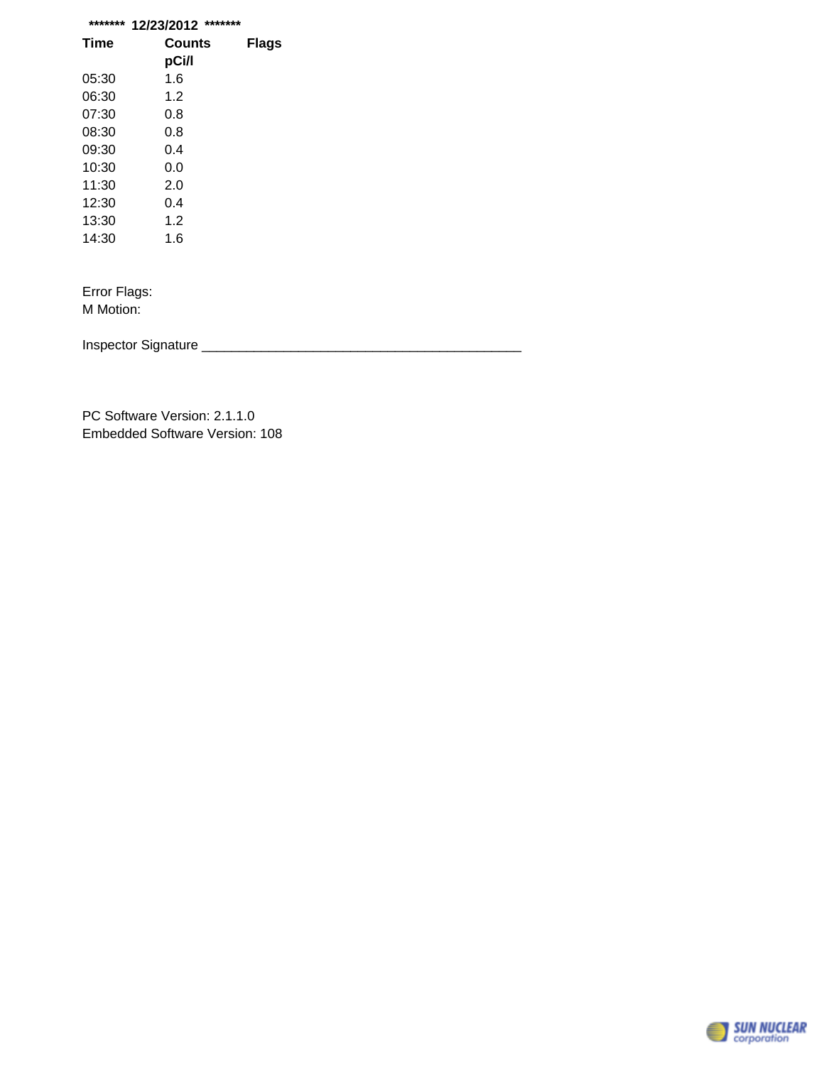**\*\*\*\*\*\*\* 12/23/2012 \*\*\*\*\*\*\***

| Time | Counts pCi/l | Flags |
|---|---|---|
| 05:30 | 1.6 | |
| 06:30 | 1.2 | |
| 07:30 | 0.8 | |
| 08:30 | 0.8 | |
| 09:30 | 0.4 | |
| 10:30 | 0.0 | |
| 11:30 | 2.0 | |
| 12:30 | 0.4 | |
| 13:30 | 1.2 | |
| 14:30 | 1.6 | |

Error Flags:
M Motion:

Inspector Signature ___________________________________________

PC Software Version: 2.1.1.0
Embedded Software Version: 108

SUN NUCLEAR corporation